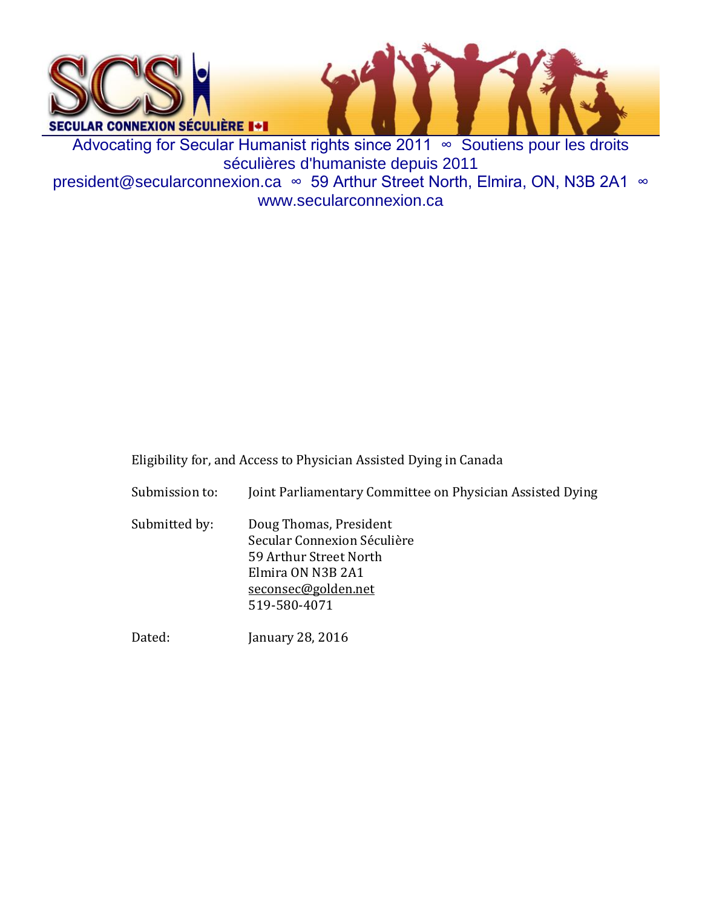SECULAR CONNEXION SÉCULIÈRE

Advocating for Secular Humanist rights since 2011 ∞ Soutiens pour les droits séculières d'humaniste depuis 2011
president@secularconnexion.ca ∞ 59 Arthur Street North, Elmira, ON, N3B 2A1 ∞ www.secularconnexion.ca

Eligibility for, and Access to Physician Assisted Dying in Canada

Submission to: Joint Parliamentary Committee on Physician Assisted Dying

Submitted by: Doug Thomas, President
Secular Connexion Séculière
59 Arthur Street North
Elmira ON N3B 2A1
seconsec@golden.net
519-580-4071

Dated: January 28, 2016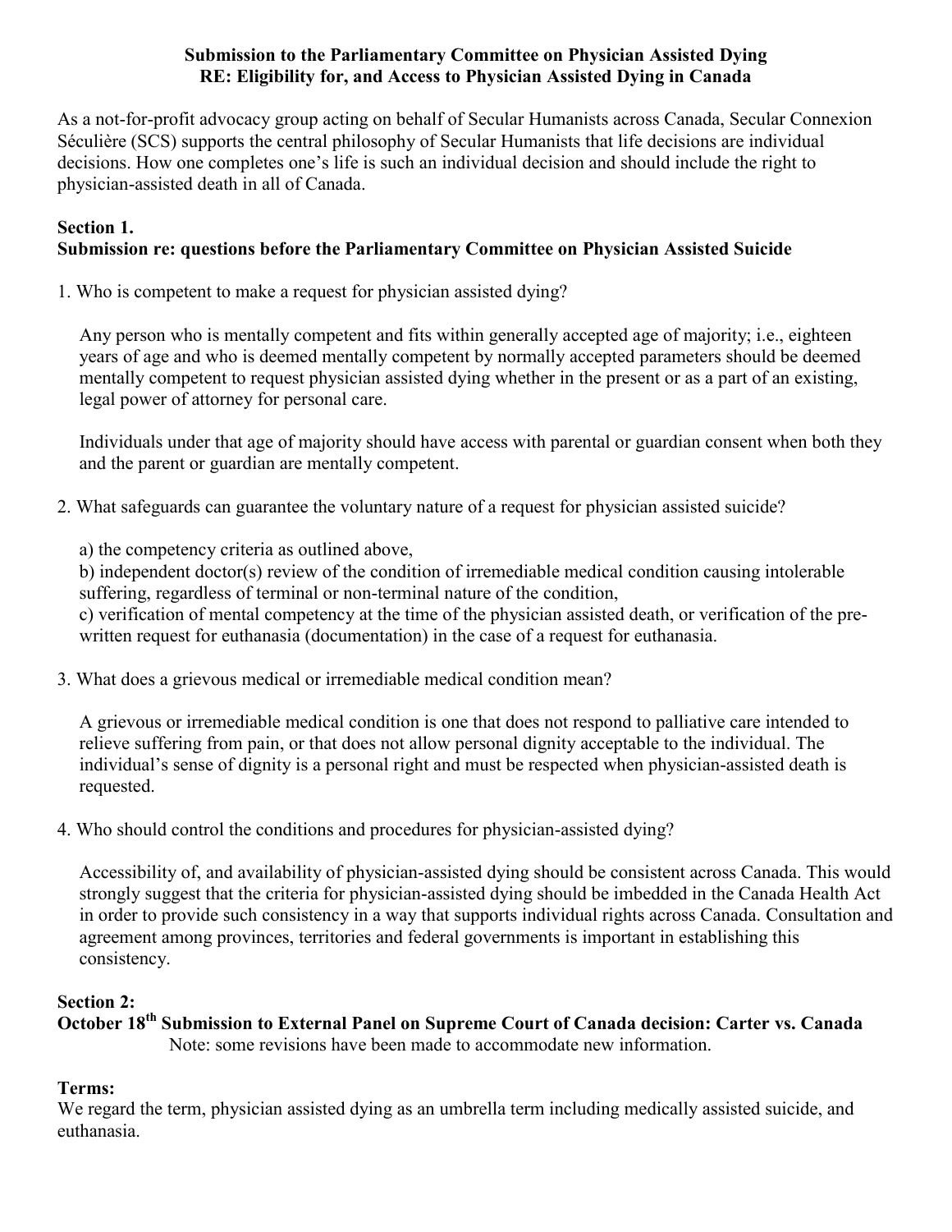**Submission to the Parliamentary Committee on Physician Assisted Dying**
**RE: Eligibility for, and Access to Physician Assisted Dying in Canada**

As a not-for-profit advocacy group acting on behalf of Secular Humanists across Canada, Secular Connexion Séculière (SCS) supports the central philosophy of Secular Humanists that life decisions are individual decisions. How one completes one's life is such an individual decision and should include the right to physician-assisted death in all of Canada.

## Section 1.
## Submission re: questions before the Parliamentary Committee on Physician Assisted Suicide

1. Who is competent to make a request for physician assisted dying?

   Any person who is mentally competent and fits within generally accepted age of majority; i.e., eighteen years of age and who is deemed mentally competent by normally accepted parameters should be deemed mentally competent to request physician assisted dying whether in the present or as a part of an existing, legal power of attorney for personal care.

   Individuals under that age of majority should have access with parental or guardian consent when both they and the parent or guardian are mentally competent.

2. What safeguards can guarantee the voluntary nature of a request for physician assisted suicide?

   a) the competency criteria as outlined above,
   b) independent doctor(s) review of the condition of irremediable medical condition causing intolerable suffering, regardless of terminal or non-terminal nature of the condition,
   c) verification of mental competency at the time of the physician assisted death, or verification of the pre-written request for euthanasia (documentation) in the case of a request for euthanasia.

3. What does a grievous medical or irremediable medical condition mean?

   A grievous or irremediable medical condition is one that does not respond to palliative care intended to relieve suffering from pain, or that does not allow personal dignity acceptable to the individual. The individual's sense of dignity is a personal right and must be respected when physician-assisted death is requested.

4. Who should control the conditions and procedures for physician-assisted dying?

   Accessibility of, and availability of physician-assisted dying should be consistent across Canada. This would strongly suggest that the criteria for physician-assisted dying should be imbedded in the Canada Health Act in order to provide such consistency in a way that supports individual rights across Canada. Consultation and agreement among provinces, territories and federal governments is important in establishing this consistency.

## Section 2:
## October 18th Submission to External Panel on Supreme Court of Canada decision: Carter vs. Canada

Note: some revisions have been made to accommodate new information.

### Terms:

We regard the term, physician assisted dying as an umbrella term including medically assisted suicide, and euthanasia.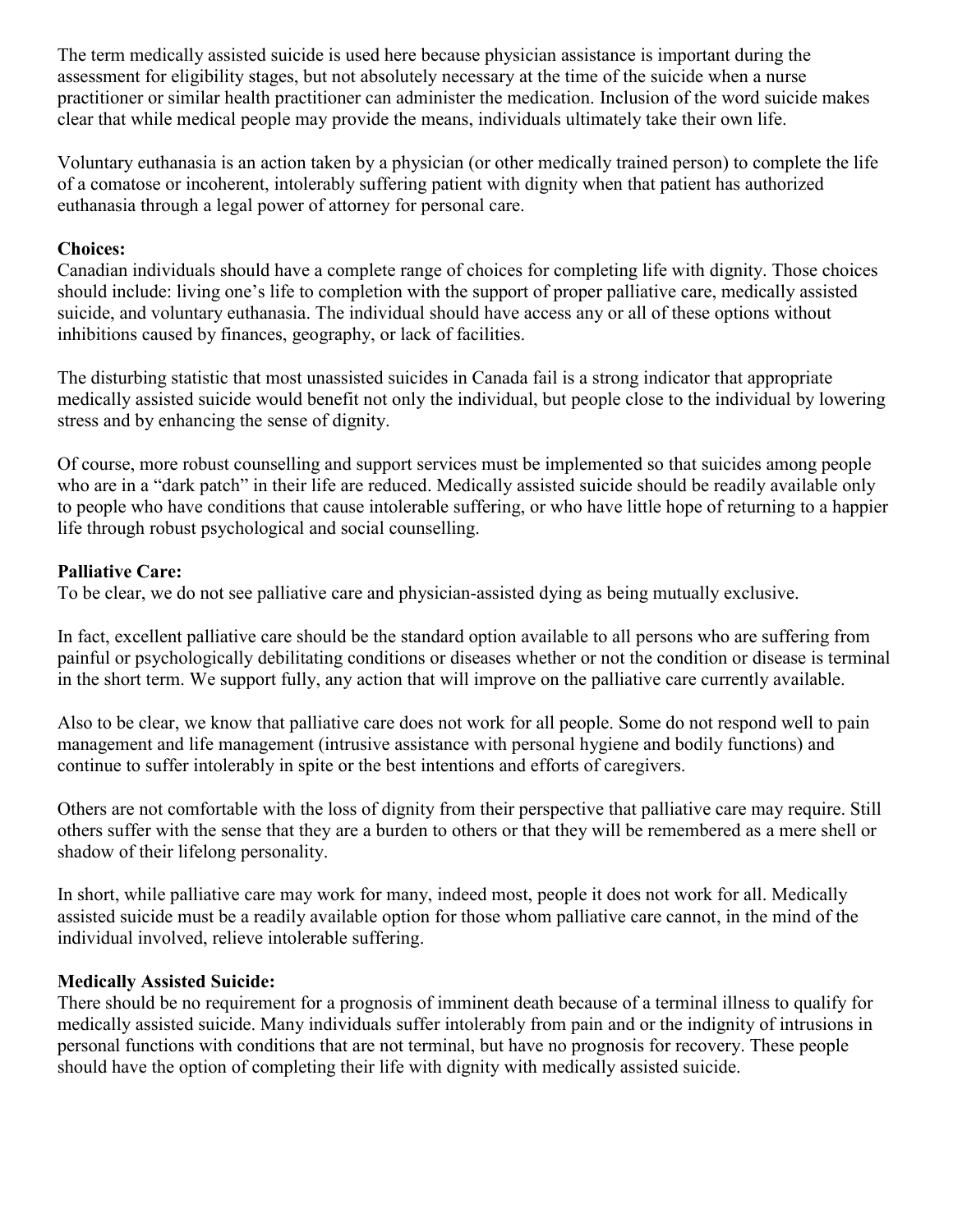The term medically assisted suicide is used here because physician assistance is important during the assessment for eligibility stages, but not absolutely necessary at the time of the suicide when a nurse practitioner or similar health practitioner can administer the medication. Inclusion of the word suicide makes clear that while medical people may provide the means, individuals ultimately take their own life.

Voluntary euthanasia is an action taken by a physician (or other medically trained person) to complete the life of a comatose or incoherent, intolerably suffering patient with dignity when that patient has authorized euthanasia through a legal power of attorney for personal care.

**Choices:**
Canadian individuals should have a complete range of choices for completing life with dignity. Those choices should include: living one's life to completion with the support of proper palliative care, medically assisted suicide, and voluntary euthanasia. The individual should have access any or all of these options without inhibitions caused by finances, geography, or lack of facilities.

The disturbing statistic that most unassisted suicides in Canada fail is a strong indicator that appropriate medically assisted suicide would benefit not only the individual, but people close to the individual by lowering stress and by enhancing the sense of dignity.

Of course, more robust counselling and support services must be implemented so that suicides among people who are in a "dark patch" in their life are reduced. Medically assisted suicide should be readily available only to people who have conditions that cause intolerable suffering, or who have little hope of returning to a happier life through robust psychological and social counselling.

**Palliative Care:**
To be clear, we do not see palliative care and physician-assisted dying as being mutually exclusive.

In fact, excellent palliative care should be the standard option available to all persons who are suffering from painful or psychologically debilitating conditions or diseases whether or not the condition or disease is terminal in the short term. We support fully, any action that will improve on the palliative care currently available.

Also to be clear, we know that palliative care does not work for all people. Some do not respond well to pain management and life management (intrusive assistance with personal hygiene and bodily functions) and continue to suffer intolerably in spite or the best intentions and efforts of caregivers.

Others are not comfortable with the loss of dignity from their perspective that palliative care may require. Still others suffer with the sense that they are a burden to others or that they will be remembered as a mere shell or shadow of their lifelong personality.

In short, while palliative care may work for many, indeed most, people it does not work for all. Medically assisted suicide must be a readily available option for those whom palliative care cannot, in the mind of the individual involved, relieve intolerable suffering.

**Medically Assisted Suicide:**
There should be no requirement for a prognosis of imminent death because of a terminal illness to qualify for medically assisted suicide. Many individuals suffer intolerably from pain and or the indignity of intrusions in personal functions with conditions that are not terminal, but have no prognosis for recovery. These people should have the option of completing their life with dignity with medically assisted suicide.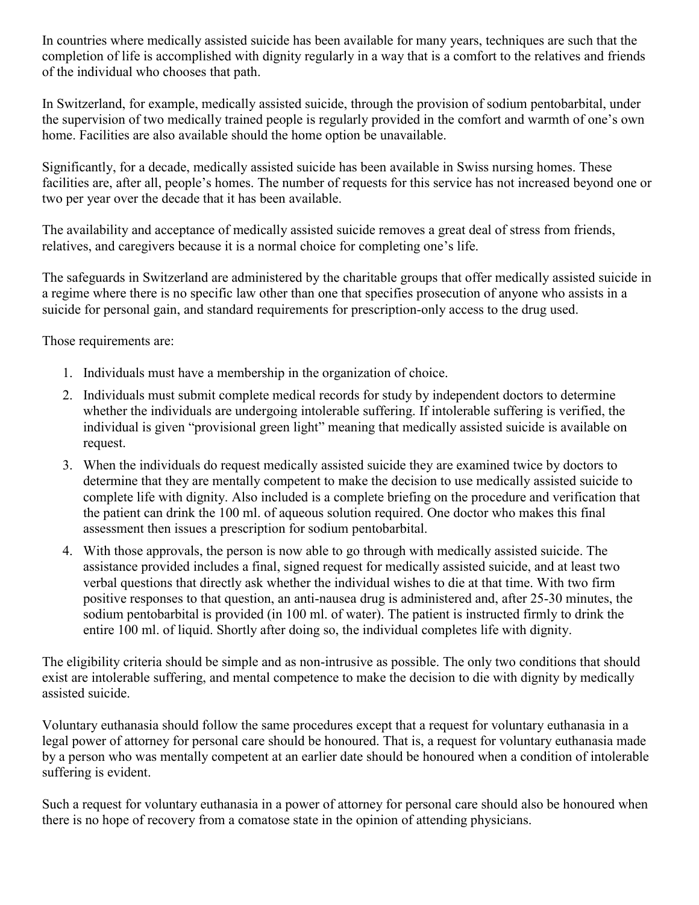In countries where medically assisted suicide has been available for many years, techniques are such that the completion of life is accomplished with dignity regularly in a way that is a comfort to the relatives and friends of the individual who chooses that path.

In Switzerland, for example, medically assisted suicide, through the provision of sodium pentobarbital, under the supervision of two medically trained people is regularly provided in the comfort and warmth of one's own home. Facilities are also available should the home option be unavailable.

Significantly, for a decade, medically assisted suicide has been available in Swiss nursing homes. These facilities are, after all, people's homes. The number of requests for this service has not increased beyond one or two per year over the decade that it has been available.

The availability and acceptance of medically assisted suicide removes a great deal of stress from friends, relatives, and caregivers because it is a normal choice for completing one's life.

The safeguards in Switzerland are administered by the charitable groups that offer medically assisted suicide in a regime where there is no specific law other than one that specifies prosecution of anyone who assists in a suicide for personal gain, and standard requirements for prescription-only access to the drug used.

Those requirements are:

1. Individuals must have a membership in the organization of choice.
2. Individuals must submit complete medical records for study by independent doctors to determine whether the individuals are undergoing intolerable suffering. If intolerable suffering is verified, the individual is given "provisional green light" meaning that medically assisted suicide is available on request.
3. When the individuals do request medically assisted suicide they are examined twice by doctors to determine that they are mentally competent to make the decision to use medically assisted suicide to complete life with dignity. Also included is a complete briefing on the procedure and verification that the patient can drink the 100 ml. of aqueous solution required. One doctor who makes this final assessment then issues a prescription for sodium pentobarbital.
4. With those approvals, the person is now able to go through with medically assisted suicide. The assistance provided includes a final, signed request for medically assisted suicide, and at least two verbal questions that directly ask whether the individual wishes to die at that time. With two firm positive responses to that question, an anti-nausea drug is administered and, after 25-30 minutes, the sodium pentobarbital is provided (in 100 ml. of water). The patient is instructed firmly to drink the entire 100 ml. of liquid. Shortly after doing so, the individual completes life with dignity.

The eligibility criteria should be simple and as non-intrusive as possible. The only two conditions that should exist are intolerable suffering, and mental competence to make the decision to die with dignity by medically assisted suicide.

Voluntary euthanasia should follow the same procedures except that a request for voluntary euthanasia in a legal power of attorney for personal care should be honoured. That is, a request for voluntary euthanasia made by a person who was mentally competent at an earlier date should be honoured when a condition of intolerable suffering is evident.

Such a request for voluntary euthanasia in a power of attorney for personal care should also be honoured when there is no hope of recovery from a comatose state in the opinion of attending physicians.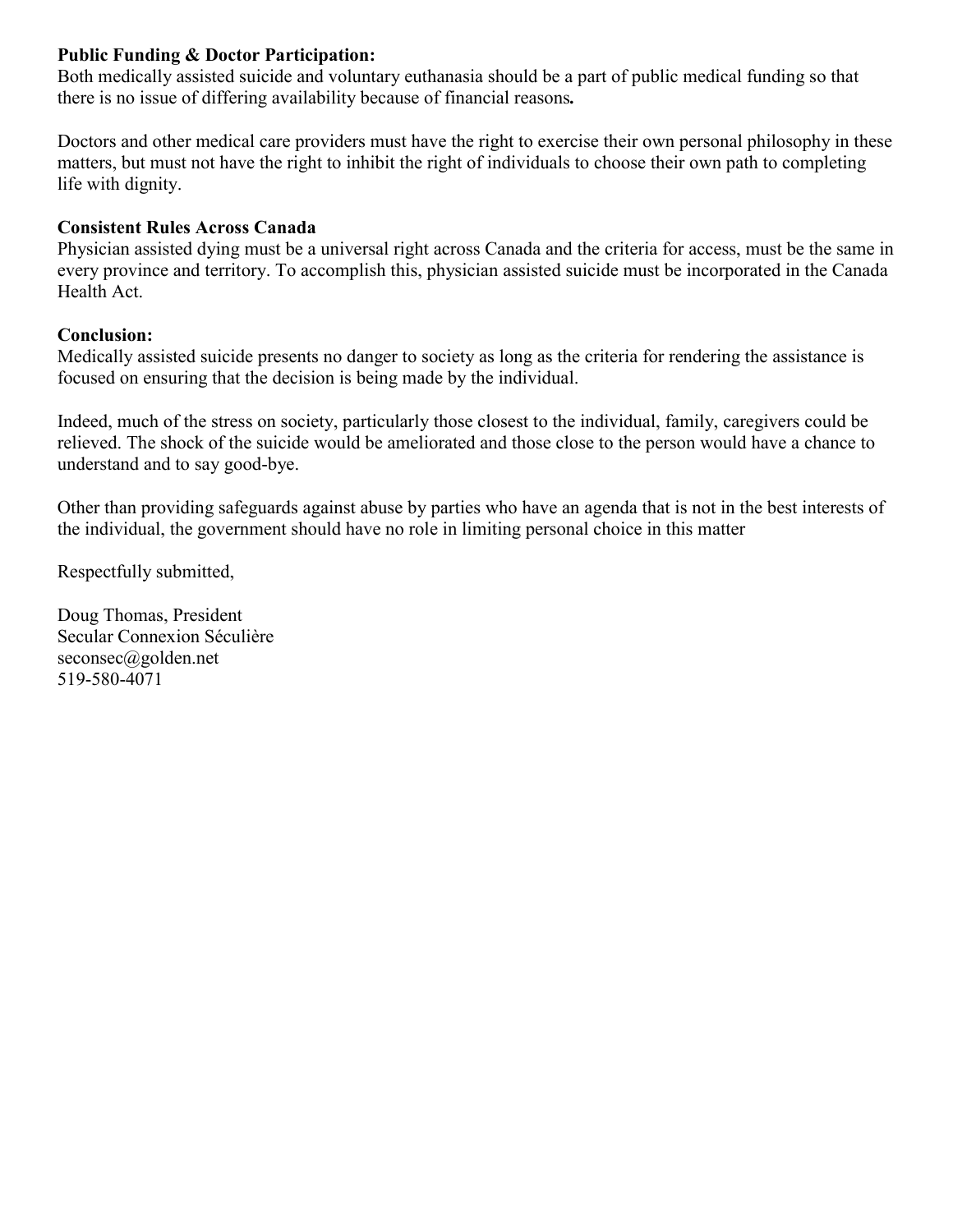**Public Funding & Doctor Participation:**
Both medically assisted suicide and voluntary euthanasia should be a part of public medical funding so that there is no issue of differing availability because of financial reasons**.**

Doctors and other medical care providers must have the right to exercise their own personal philosophy in these matters, but must not have the right to inhibit the right of individuals to choose their own path to completing life with dignity.

**Consistent Rules Across Canada**
Physician assisted dying must be a universal right across Canada and the criteria for access, must be the same in every province and territory. To accomplish this, physician assisted suicide must be incorporated in the Canada Health Act.

**Conclusion:**
Medically assisted suicide presents no danger to society as long as the criteria for rendering the assistance is focused on ensuring that the decision is being made by the individual.

Indeed, much of the stress on society, particularly those closest to the individual, family, caregivers could be relieved. The shock of the suicide would be ameliorated and those close to the person would have a chance to understand and to say good-bye.

Other than providing safeguards against abuse by parties who have an agenda that is not in the best interests of the individual, the government should have no role in limiting personal choice in this matter

Respectfully submitted,

Doug Thomas, President
Secular Connexion Séculière
seconsec@golden.net
519-580-4071